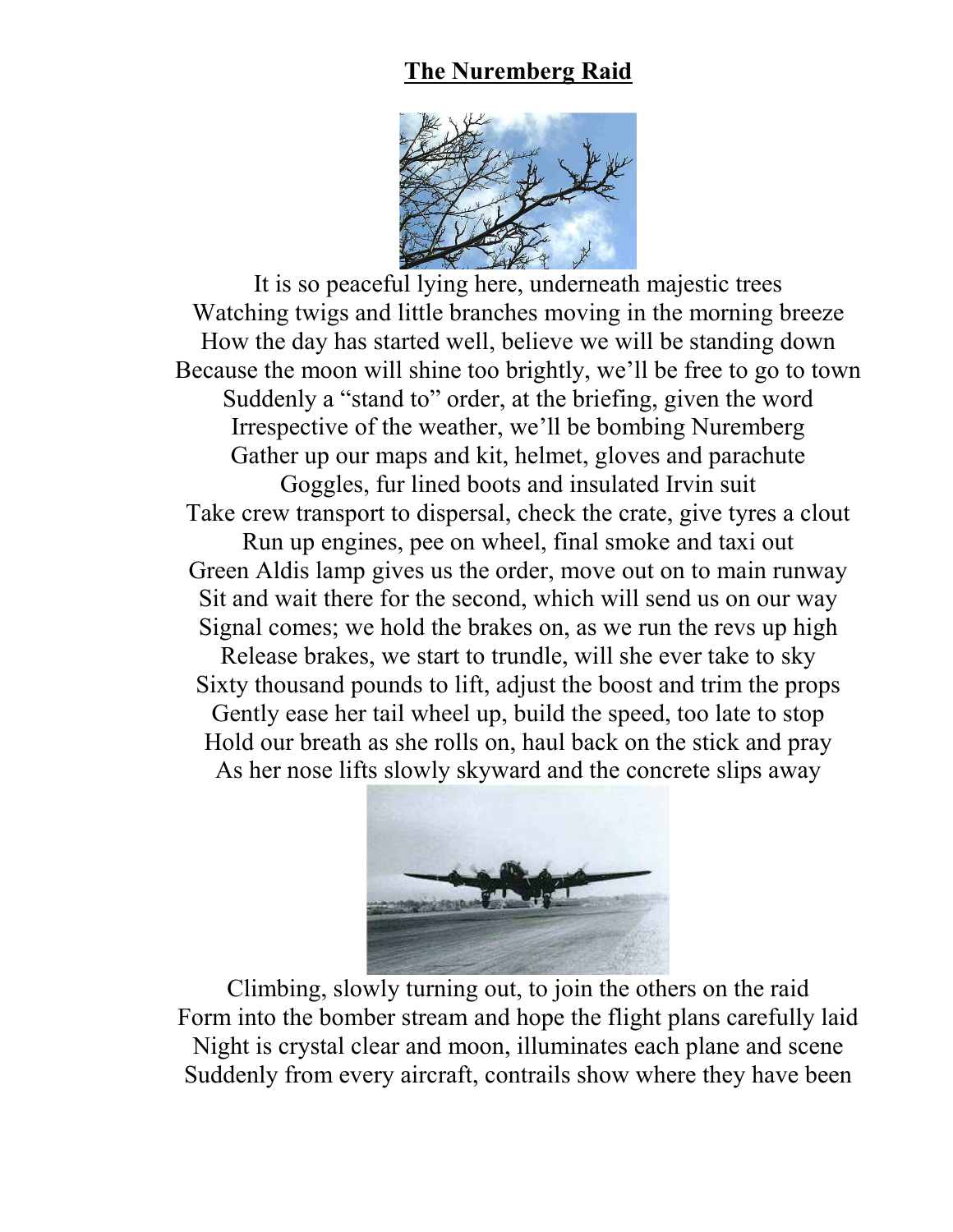# The Nuremberg Raid

It is so peaceful lying here, underneath majestic trees
Watching twigs and little branches moving in the morning breeze
How the day has started well, believe we will be standing down
Because the moon will shine too brightly, we'll be free to go to town
Suddenly a "stand to" order, at the briefing, given the word
Irrespective of the weather, we'll be bombing Nuremberg
Gather up our maps and kit, helmet, gloves and parachute
Goggles, fur lined boots and insulated Irvin suit
Take crew transport to dispersal, check the crate, give tyres a clout
Run up engines, pee on wheel, final smoke and taxi out
Green Aldis lamp gives us the order, move out on to main runway
Sit and wait there for the second, which will send us on our way
Signal comes; we hold the brakes on, as we run the revs up high
Release brakes, we start to trundle, will she ever take to sky
Sixty thousand pounds to lift, adjust the boost and trim the props
Gently ease her tail wheel up, build the speed, too late to stop
Hold our breath as she rolls on, haul back on the stick and pray
As her nose lifts slowly skyward and the concrete slips away

Climbing, slowly turning out, to join the others on the raid
Form into the bomber stream and hope the flight plans carefully laid
Night is crystal clear and moon, illuminates each plane and scene
Suddenly from every aircraft, contrails show where they have been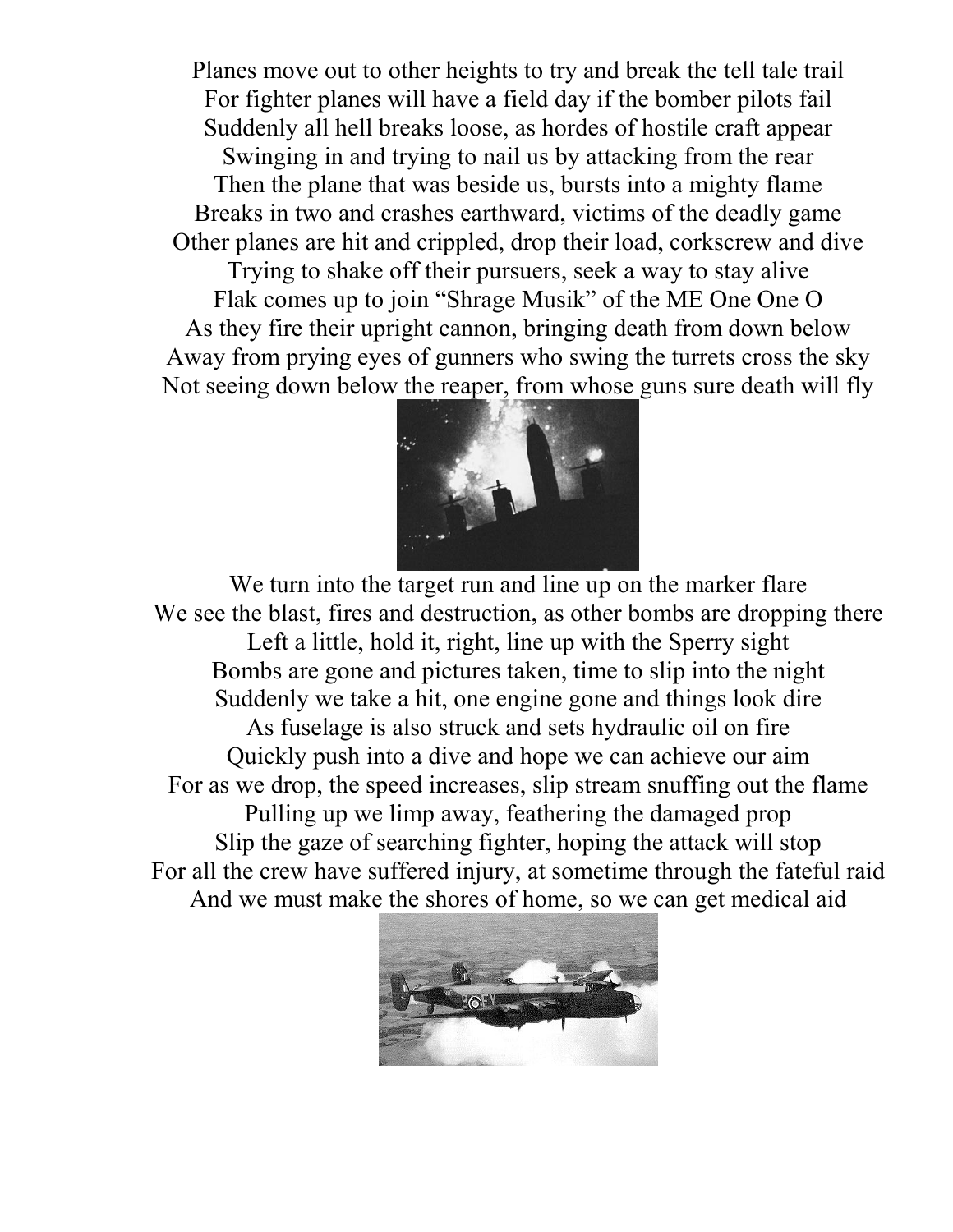Planes move out to other heights to try and break the tell tale trail
For fighter planes will have a field day if the bomber pilots fail
Suddenly all hell breaks loose, as hordes of hostile craft appear
Swinging in and trying to nail us by attacking from the rear
Then the plane that was beside us, bursts into a mighty flame
Breaks in two and crashes earthward, victims of the deadly game
Other planes are hit and crippled, drop their load, corkscrew and dive
Trying to shake off their pursuers, seek a way to stay alive
Flak comes up to join "Shrage Musik" of the ME One One O
As they fire their upright cannon, bringing death from down below
Away from prying eyes of gunners who swing the turrets cross the sky
Not seeing down below the reaper, from whose guns sure death will fly

We turn into the target run and line up on the marker flare
We see the blast, fires and destruction, as other bombs are dropping there
Left a little, hold it, right, line up with the Sperry sight
Bombs are gone and pictures taken, time to slip into the night
Suddenly we take a hit, one engine gone and things look dire
As fuselage is also struck and sets hydraulic oil on fire
Quickly push into a dive and hope we can achieve our aim
For as we drop, the speed increases, slip stream snuffing out the flame
Pulling up we limp away, feathering the damaged prop
Slip the gaze of searching fighter, hoping the attack will stop
For all the crew have suffered injury, at sometime through the fateful raid
And we must make the shores of home, so we can get medical aid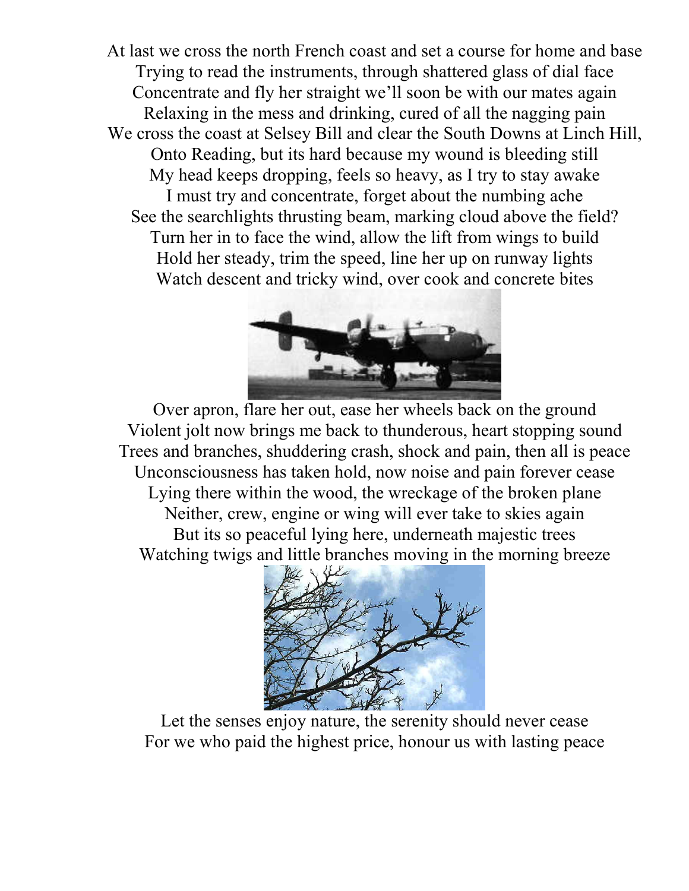At last we cross the north French coast and set a course for home and base
Trying to read the instruments, through shattered glass of dial face
Concentrate and fly her straight we'll soon be with our mates again
Relaxing in the mess and drinking, cured of all the nagging pain
We cross the coast at Selsey Bill and clear the South Downs at Linch Hill,
Onto Reading, but its hard because my wound is bleeding still
My head keeps dropping, feels so heavy, as I try to stay awake
I must try and concentrate, forget about the numbing ache
See the searchlights thrusting beam, marking cloud above the field?
Turn her in to face the wind, allow the lift from wings to build
Hold her steady, trim the speed, line her up on runway lights
Watch descent and tricky wind, over cook and concrete bites

Over apron, flare her out, ease her wheels back on the ground
Violent jolt now brings me back to thunderous, heart stopping sound
Trees and branches, shuddering crash, shock and pain, then all is peace
Unconsciousness has taken hold, now noise and pain forever cease
Lying there within the wood, the wreckage of the broken plane
Neither, crew, engine or wing will ever take to skies again
But its so peaceful lying here, underneath majestic trees
Watching twigs and little branches moving in the morning breeze

Let the senses enjoy nature, the serenity should never cease
For we who paid the highest price, honour us with lasting peace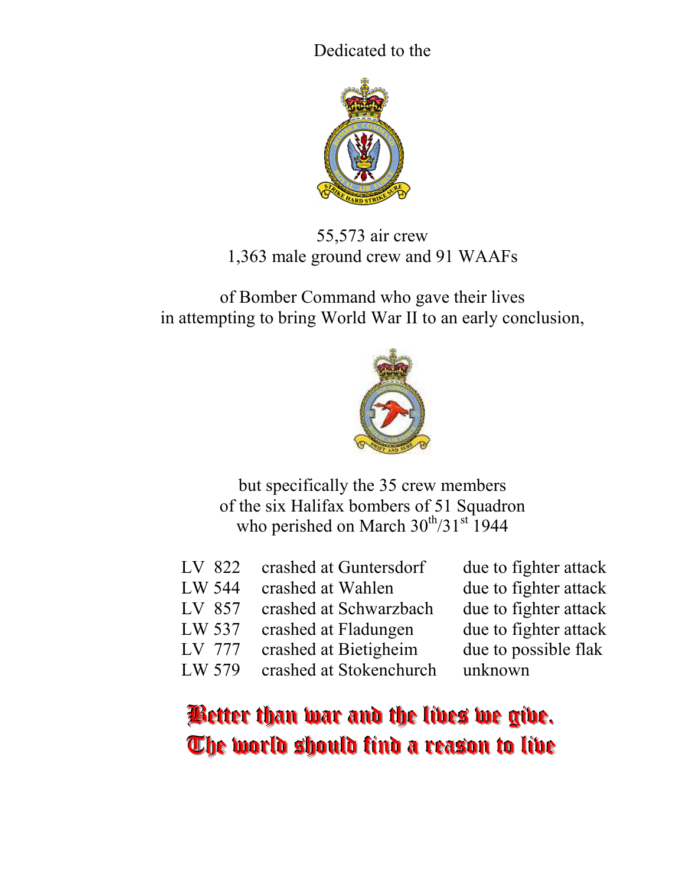Dedicated to the

55,573 air crew
1,363 male ground crew and 91 WAAFs

of Bomber Command who gave their lives
in attempting to bring World War II to an early conclusion,

but specifically the 35 crew members
of the six Halifax bombers of 51 Squadron
who perished on March 30th/31st 1944

| | | |
|---|---|---|
| LV 822 | crashed at Guntersdorf | due to fighter attack |
| LW 544 | crashed at Wahlen | due to fighter attack |
| LV 857 | crashed at Schwarzbach | due to fighter attack |
| LW 537 | crashed at Fladungen | due to fighter attack |
| LV 777 | crashed at Bietigheim | due to possible flak |
| LW 579 | crashed at Stokenchurch | unknown |

**Better than war and the lives we give.**
**The world should find a reason to live**